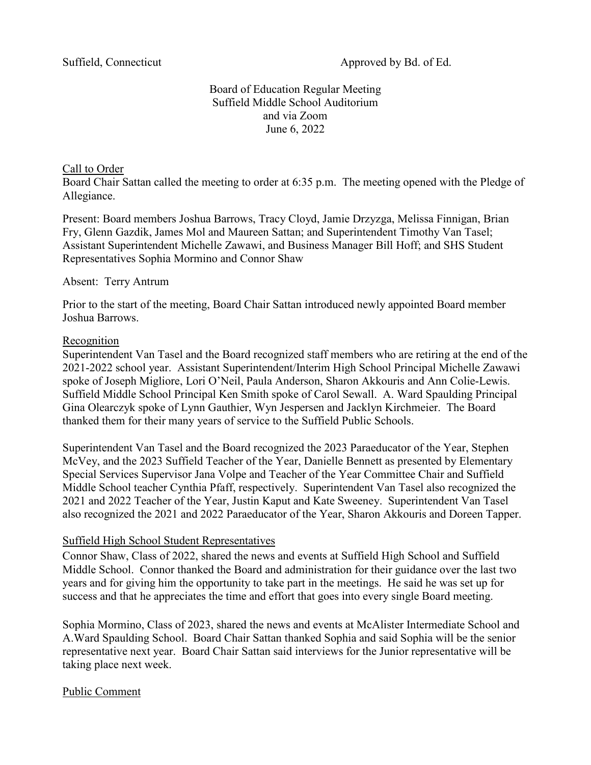Suffield, Connecticut Approved by Bd. of Ed.

Board of Education Regular Meeting
Suffield Middle School Auditorium
and via Zoom
June 6, 2022

## Call to Order

Board Chair Sattan called the meeting to order at 6:35 p.m. The meeting opened with the Pledge of Allegiance.

Present: Board members Joshua Barrows, Tracy Cloyd, Jamie Drzyzga, Melissa Finnigan, Brian Fry, Glenn Gazdik, James Mol and Maureen Sattan; and Superintendent Timothy Van Tasel; Assistant Superintendent Michelle Zawawi, and Business Manager Bill Hoff; and SHS Student Representatives Sophia Mormino and Connor Shaw

Absent: Terry Antrum

Prior to the start of the meeting, Board Chair Sattan introduced newly appointed Board member Joshua Barrows.

## Recognition

Superintendent Van Tasel and the Board recognized staff members who are retiring at the end of the 2021-2022 school year. Assistant Superintendent/Interim High School Principal Michelle Zawawi spoke of Joseph Migliore, Lori O'Neil, Paula Anderson, Sharon Akkouris and Ann Colie-Lewis. Suffield Middle School Principal Ken Smith spoke of Carol Sewall. A. Ward Spaulding Principal Gina Olearczyk spoke of Lynn Gauthier, Wyn Jespersen and Jacklyn Kirchmeier. The Board thanked them for their many years of service to the Suffield Public Schools.

Superintendent Van Tasel and the Board recognized the 2023 Paraeducator of the Year, Stephen McVey, and the 2023 Suffield Teacher of the Year, Danielle Bennett as presented by Elementary Special Services Supervisor Jana Volpe and Teacher of the Year Committee Chair and Suffield Middle School teacher Cynthia Pfaff, respectively. Superintendent Van Tasel also recognized the 2021 and 2022 Teacher of the Year, Justin Kaput and Kate Sweeney. Superintendent Van Tasel also recognized the 2021 and 2022 Paraeducator of the Year, Sharon Akkouris and Doreen Tapper.

## Suffield High School Student Representatives

Connor Shaw, Class of 2022, shared the news and events at Suffield High School and Suffield Middle School. Connor thanked the Board and administration for their guidance over the last two years and for giving him the opportunity to take part in the meetings. He said he was set up for success and that he appreciates the time and effort that goes into every single Board meeting.

Sophia Mormino, Class of 2023, shared the news and events at McAlister Intermediate School and A.Ward Spaulding School. Board Chair Sattan thanked Sophia and said Sophia will be the senior representative next year. Board Chair Sattan said interviews for the Junior representative will be taking place next week.

## Public Comment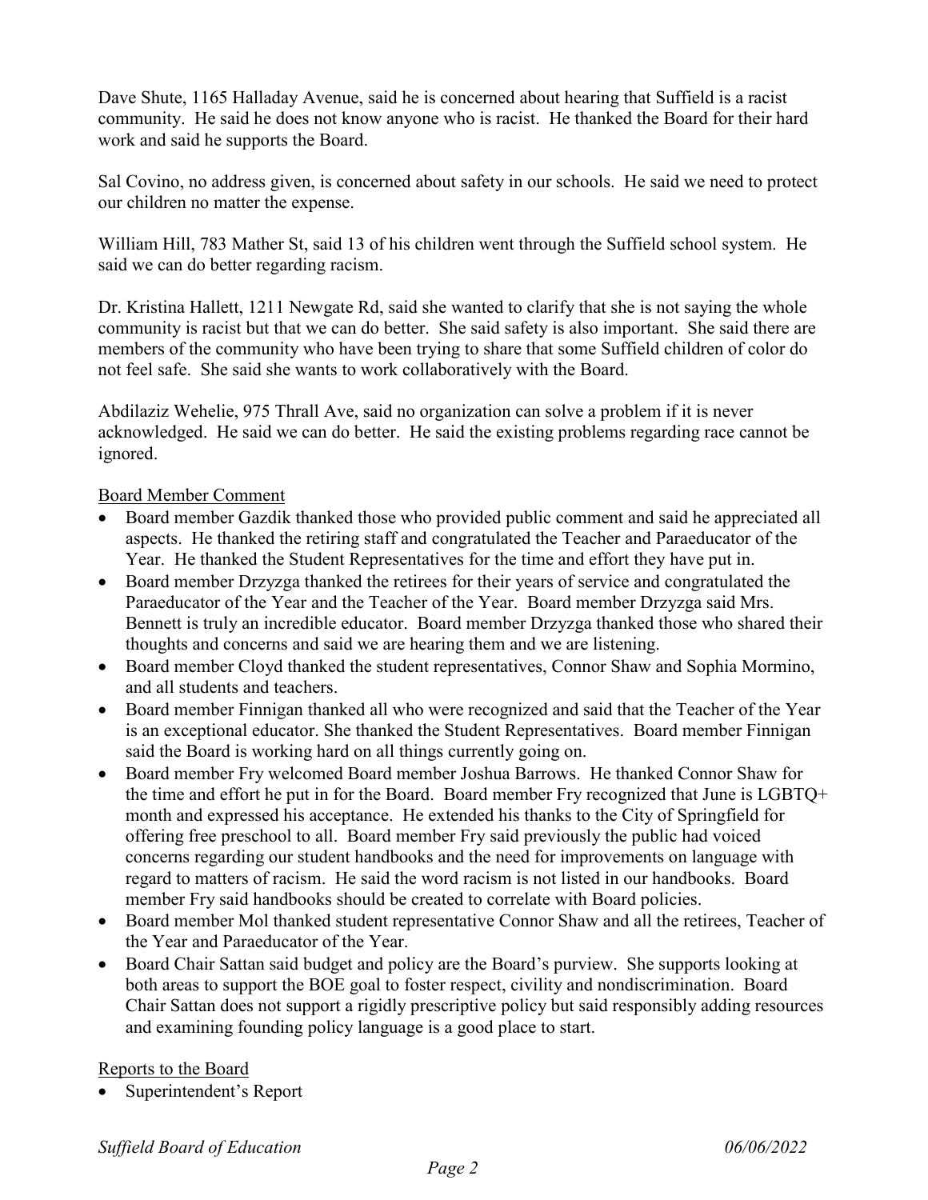Dave Shute, 1165 Halladay Avenue, said he is concerned about hearing that Suffield is a racist community. He said he does not know anyone who is racist. He thanked the Board for their hard work and said he supports the Board.

Sal Covino, no address given, is concerned about safety in our schools. He said we need to protect our children no matter the expense.

William Hill, 783 Mather St, said 13 of his children went through the Suffield school system. He said we can do better regarding racism.

Dr. Kristina Hallett, 1211 Newgate Rd, said she wanted to clarify that she is not saying the whole community is racist but that we can do better. She said safety is also important. She said there are members of the community who have been trying to share that some Suffield children of color do not feel safe. She said she wants to work collaboratively with the Board.

Abdilaziz Wehelie, 975 Thrall Ave, said no organization can solve a problem if it is never acknowledged. He said we can do better. He said the existing problems regarding race cannot be ignored.

Board Member Comment

- Board member Gazdik thanked those who provided public comment and said he appreciated all aspects. He thanked the retiring staff and congratulated the Teacher and Paraeducator of the Year. He thanked the Student Representatives for the time and effort they have put in.
- Board member Drzyzga thanked the retirees for their years of service and congratulated the Paraeducator of the Year and the Teacher of the Year. Board member Drzyzga said Mrs. Bennett is truly an incredible educator. Board member Drzyzga thanked those who shared their thoughts and concerns and said we are hearing them and we are listening.
- Board member Cloyd thanked the student representatives, Connor Shaw and Sophia Mormino, and all students and teachers.
- Board member Finnigan thanked all who were recognized and said that the Teacher of the Year is an exceptional educator. She thanked the Student Representatives. Board member Finnigan said the Board is working hard on all things currently going on.
- Board member Fry welcomed Board member Joshua Barrows. He thanked Connor Shaw for the time and effort he put in for the Board. Board member Fry recognized that June is LGBTQ+ month and expressed his acceptance. He extended his thanks to the City of Springfield for offering free preschool to all. Board member Fry said previously the public had voiced concerns regarding our student handbooks and the need for improvements on language with regard to matters of racism. He said the word racism is not listed in our handbooks. Board member Fry said handbooks should be created to correlate with Board policies.
- Board member Mol thanked student representative Connor Shaw and all the retirees, Teacher of the Year and Paraeducator of the Year.
- Board Chair Sattan said budget and policy are the Board's purview. She supports looking at both areas to support the BOE goal to foster respect, civility and nondiscrimination. Board Chair Sattan does not support a rigidly prescriptive policy but said responsibly adding resources and examining founding policy language is a good place to start.

Reports to the Board

- Superintendent's Report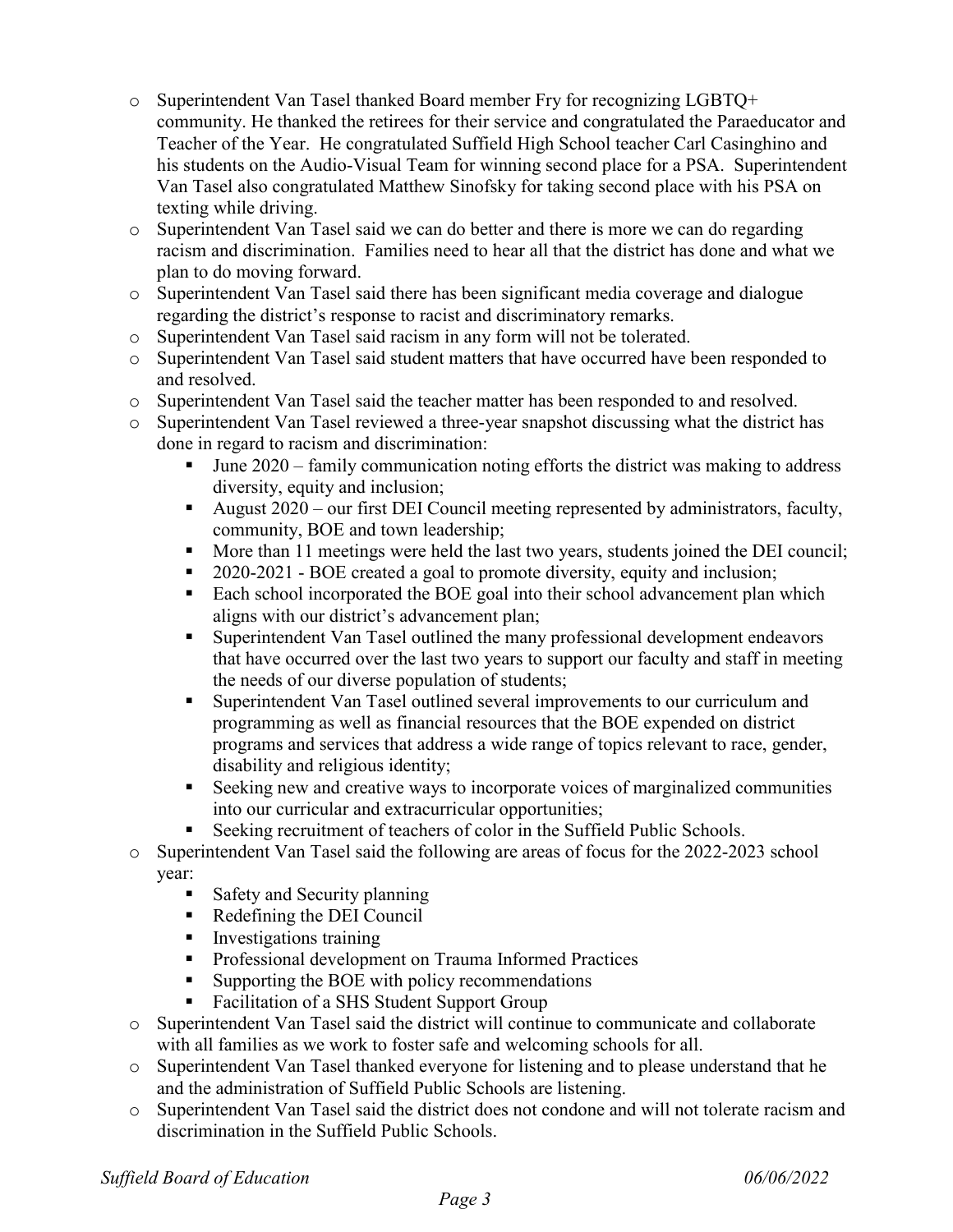- Superintendent Van Tasel thanked Board member Fry for recognizing LGBTQ+ community. He thanked the retirees for their service and congratulated the Paraeducator and Teacher of the Year. He congratulated Suffield High School teacher Carl Casinghino and his students on the Audio-Visual Team for winning second place for a PSA. Superintendent Van Tasel also congratulated Matthew Sinofsky for taking second place with his PSA on texting while driving.
- Superintendent Van Tasel said we can do better and there is more we can do regarding racism and discrimination. Families need to hear all that the district has done and what we plan to do moving forward.
- Superintendent Van Tasel said there has been significant media coverage and dialogue regarding the district's response to racist and discriminatory remarks.
- Superintendent Van Tasel said racism in any form will not be tolerated.
- Superintendent Van Tasel said student matters that have occurred have been responded to and resolved.
- Superintendent Van Tasel said the teacher matter has been responded to and resolved.
- Superintendent Van Tasel reviewed a three-year snapshot discussing what the district has done in regard to racism and discrimination:
  - June 2020 – family communication noting efforts the district was making to address diversity, equity and inclusion;
  - August 2020 – our first DEI Council meeting represented by administrators, faculty, community, BOE and town leadership;
  - More than 11 meetings were held the last two years, students joined the DEI council;
  - 2020-2021 - BOE created a goal to promote diversity, equity and inclusion;
  - Each school incorporated the BOE goal into their school advancement plan which aligns with our district's advancement plan;
  - Superintendent Van Tasel outlined the many professional development endeavors that have occurred over the last two years to support our faculty and staff in meeting the needs of our diverse population of students;
  - Superintendent Van Tasel outlined several improvements to our curriculum and programming as well as financial resources that the BOE expended on district programs and services that address a wide range of topics relevant to race, gender, disability and religious identity;
  - Seeking new and creative ways to incorporate voices of marginalized communities into our curricular and extracurricular opportunities;
  - Seeking recruitment of teachers of color in the Suffield Public Schools.
- Superintendent Van Tasel said the following are areas of focus for the 2022-2023 school year:
  - Safety and Security planning
  - Redefining the DEI Council
  - Investigations training
  - Professional development on Trauma Informed Practices
  - Supporting the BOE with policy recommendations
  - Facilitation of a SHS Student Support Group
- Superintendent Van Tasel said the district will continue to communicate and collaborate with all families as we work to foster safe and welcoming schools for all.
- Superintendent Van Tasel thanked everyone for listening and to please understand that he and the administration of Suffield Public Schools are listening.
- Superintendent Van Tasel said the district does not condone and will not tolerate racism and discrimination in the Suffield Public Schools.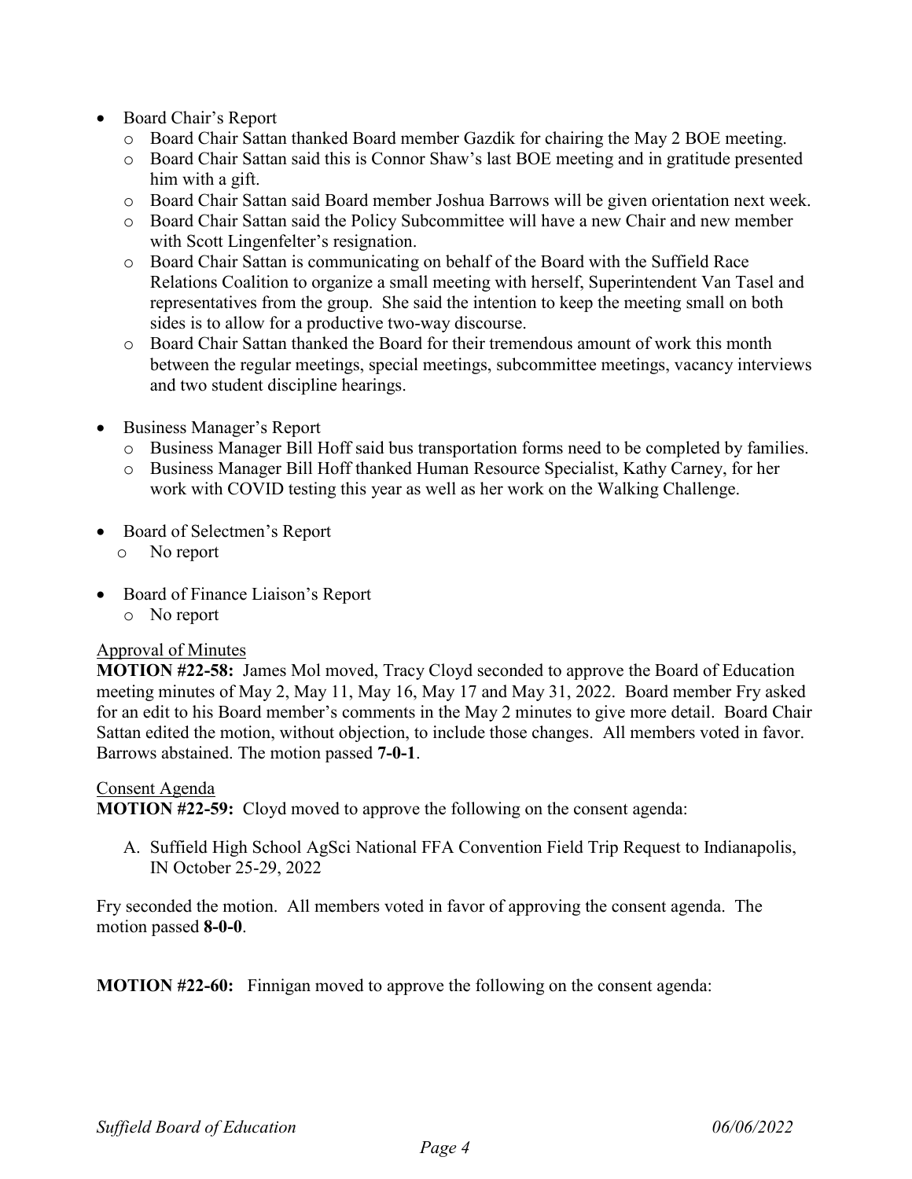- Board Chair's Report
  - Board Chair Sattan thanked Board member Gazdik for chairing the May 2 BOE meeting.
  - Board Chair Sattan said this is Connor Shaw's last BOE meeting and in gratitude presented him with a gift.
  - Board Chair Sattan said Board member Joshua Barrows will be given orientation next week.
  - Board Chair Sattan said the Policy Subcommittee will have a new Chair and new member with Scott Lingenfelter's resignation.
  - Board Chair Sattan is communicating on behalf of the Board with the Suffield Race Relations Coalition to organize a small meeting with herself, Superintendent Van Tasel and representatives from the group. She said the intention to keep the meeting small on both sides is to allow for a productive two-way discourse.
  - Board Chair Sattan thanked the Board for their tremendous amount of work this month between the regular meetings, special meetings, subcommittee meetings, vacancy interviews and two student discipline hearings.

- Business Manager's Report
  - Business Manager Bill Hoff said bus transportation forms need to be completed by families.
  - Business Manager Bill Hoff thanked Human Resource Specialist, Kathy Carney, for her work with COVID testing this year as well as her work on the Walking Challenge.

- Board of Selectmen's Report
  - No report

- Board of Finance Liaison's Report
  - No report

Approval of Minutes

**MOTION #22-58:** James Mol moved, Tracy Cloyd seconded to approve the Board of Education meeting minutes of May 2, May 11, May 16, May 17 and May 31, 2022. Board member Fry asked for an edit to his Board member's comments in the May 2 minutes to give more detail. Board Chair Sattan edited the motion, without objection, to include those changes. All members voted in favor. Barrows abstained. The motion passed **7-0-1**.

Consent Agenda

**MOTION #22-59:** Cloyd moved to approve the following on the consent agenda:

A. Suffield High School AgSci National FFA Convention Field Trip Request to Indianapolis, IN October 25-29, 2022

Fry seconded the motion. All members voted in favor of approving the consent agenda. The motion passed **8-0-0**.

**MOTION #22-60:** Finnigan moved to approve the following on the consent agenda: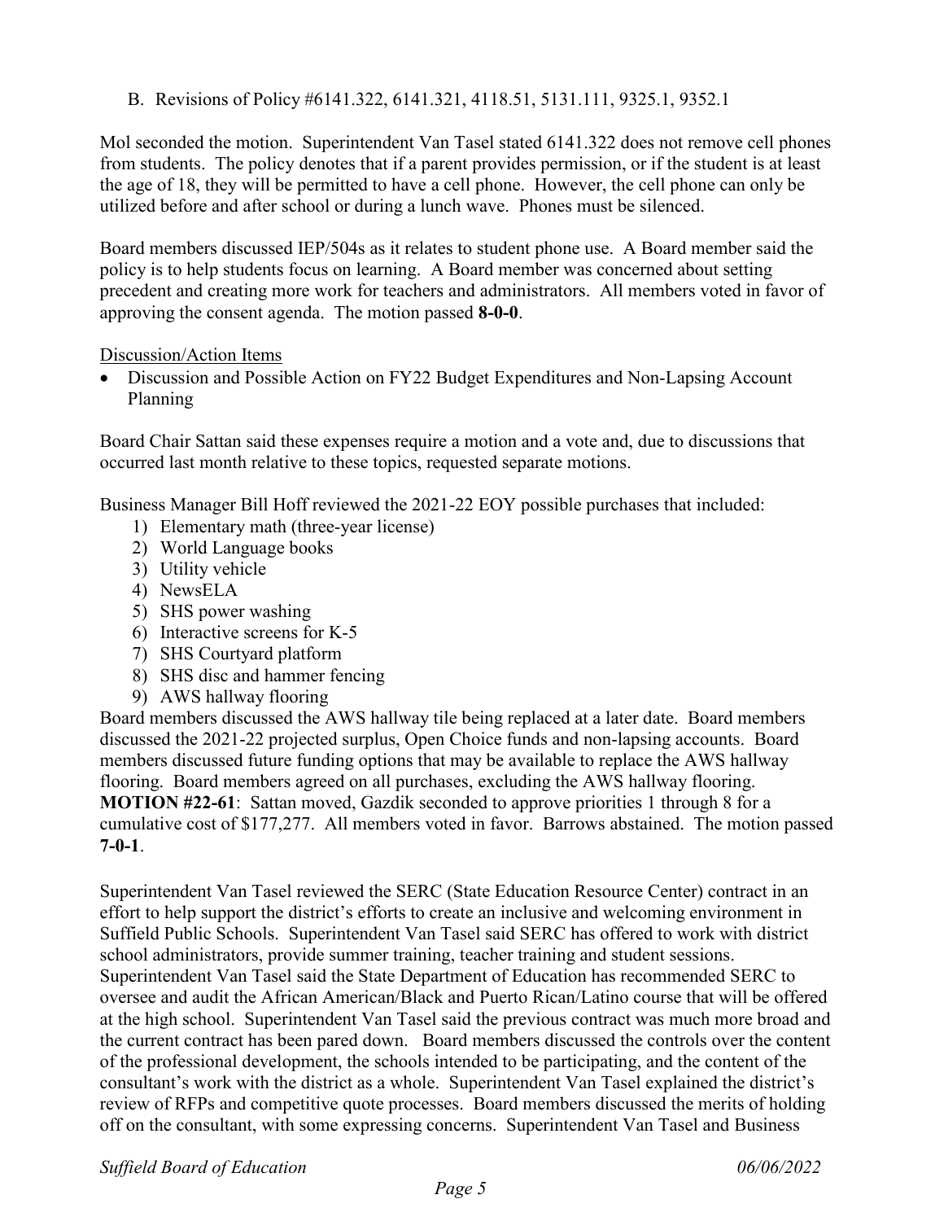B. Revisions of Policy #6141.322, 6141.321, 4118.51, 5131.111, 9325.1, 9352.1

Mol seconded the motion. Superintendent Van Tasel stated 6141.322 does not remove cell phones from students. The policy denotes that if a parent provides permission, or if the student is at least the age of 18, they will be permitted to have a cell phone. However, the cell phone can only be utilized before and after school or during a lunch wave. Phones must be silenced.

Board members discussed IEP/504s as it relates to student phone use. A Board member said the policy is to help students focus on learning. A Board member was concerned about setting precedent and creating more work for teachers and administrators. All members voted in favor of approving the consent agenda. The motion passed **8-0-0**.

Discussion/Action Items

- Discussion and Possible Action on FY22 Budget Expenditures and Non-Lapsing Account Planning

Board Chair Sattan said these expenses require a motion and a vote and, due to discussions that occurred last month relative to these topics, requested separate motions.

Business Manager Bill Hoff reviewed the 2021-22 EOY possible purchases that included:

1) Elementary math (three-year license)
2) World Language books
3) Utility vehicle
4) NewsELA
5) SHS power washing
6) Interactive screens for K-5
7) SHS Courtyard platform
8) SHS disc and hammer fencing
9) AWS hallway flooring

Board members discussed the AWS hallway tile being replaced at a later date. Board members discussed the 2021-22 projected surplus, Open Choice funds and non-lapsing accounts. Board members discussed future funding options that may be available to replace the AWS hallway flooring. Board members agreed on all purchases, excluding the AWS hallway flooring. **MOTION #22-61**: Sattan moved, Gazdik seconded to approve priorities 1 through 8 for a cumulative cost of $177,277. All members voted in favor. Barrows abstained. The motion passed **7-0-1**.

Superintendent Van Tasel reviewed the SERC (State Education Resource Center) contract in an effort to help support the district's efforts to create an inclusive and welcoming environment in Suffield Public Schools. Superintendent Van Tasel said SERC has offered to work with district school administrators, provide summer training, teacher training and student sessions. Superintendent Van Tasel said the State Department of Education has recommended SERC to oversee and audit the African American/Black and Puerto Rican/Latino course that will be offered at the high school. Superintendent Van Tasel said the previous contract was much more broad and the current contract has been pared down. Board members discussed the controls over the content of the professional development, the schools intended to be participating, and the content of the consultant's work with the district as a whole. Superintendent Van Tasel explained the district's review of RFPs and competitive quote processes. Board members discussed the merits of holding off on the consultant, with some expressing concerns. Superintendent Van Tasel and Business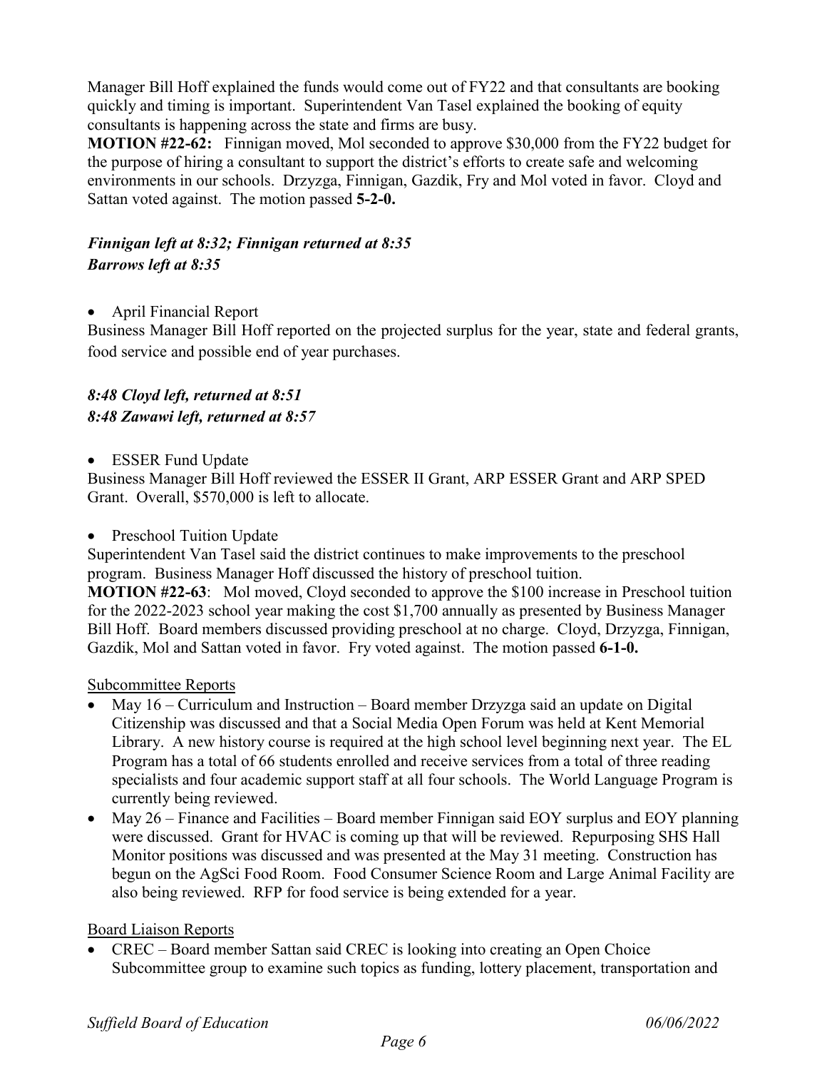Manager Bill Hoff explained the funds would come out of FY22 and that consultants are booking quickly and timing is important. Superintendent Van Tasel explained the booking of equity consultants is happening across the state and firms are busy.

**MOTION #22-62:** Finnigan moved, Mol seconded to approve $30,000 from the FY22 budget for the purpose of hiring a consultant to support the district's efforts to create safe and welcoming environments in our schools. Drzyzga, Finnigan, Gazdik, Fry and Mol voted in favor. Cloyd and Sattan voted against. The motion passed **5-2-0.**

***Finnigan left at 8:32; Finnigan returned at 8:35***
***Barrows left at 8:35***

- April Financial Report

Business Manager Bill Hoff reported on the projected surplus for the year, state and federal grants, food service and possible end of year purchases.

***8:48 Cloyd left, returned at 8:51***
***8:48 Zawawi left, returned at 8:57***

- ESSER Fund Update

Business Manager Bill Hoff reviewed the ESSER II Grant, ARP ESSER Grant and ARP SPED Grant. Overall, $570,000 is left to allocate.

- Preschool Tuition Update

Superintendent Van Tasel said the district continues to make improvements to the preschool program. Business Manager Hoff discussed the history of preschool tuition.

**MOTION #22-63**: Mol moved, Cloyd seconded to approve the $100 increase in Preschool tuition for the 2022-2023 school year making the cost $1,700 annually as presented by Business Manager Bill Hoff. Board members discussed providing preschool at no charge. Cloyd, Drzyzga, Finnigan, Gazdik, Mol and Sattan voted in favor. Fry voted against. The motion passed **6-1-0.**

Subcommittee Reports

- May 16 – Curriculum and Instruction – Board member Drzyzga said an update on Digital Citizenship was discussed and that a Social Media Open Forum was held at Kent Memorial Library. A new history course is required at the high school level beginning next year. The EL Program has a total of 66 students enrolled and receive services from a total of three reading specialists and four academic support staff at all four schools. The World Language Program is currently being reviewed.
- May 26 – Finance and Facilities – Board member Finnigan said EOY surplus and EOY planning were discussed. Grant for HVAC is coming up that will be reviewed. Repurposing SHS Hall Monitor positions was discussed and was presented at the May 31 meeting. Construction has begun on the AgSci Food Room. Food Consumer Science Room and Large Animal Facility are also being reviewed. RFP for food service is being extended for a year.

Board Liaison Reports

- CREC – Board member Sattan said CREC is looking into creating an Open Choice Subcommittee group to examine such topics as funding, lottery placement, transportation and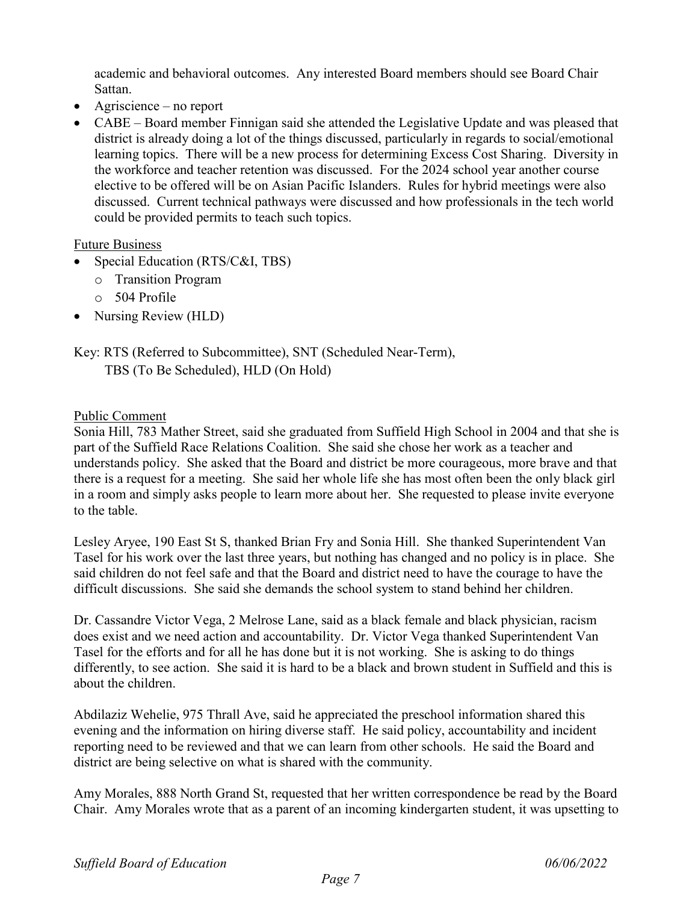academic and behavioral outcomes. Any interested Board members should see Board Chair Sattan.

- Agriscience – no report
- CABE – Board member Finnigan said she attended the Legislative Update and was pleased that district is already doing a lot of the things discussed, particularly in regards to social/emotional learning topics. There will be a new process for determining Excess Cost Sharing. Diversity in the workforce and teacher retention was discussed. For the 2024 school year another course elective to be offered will be on Asian Pacific Islanders. Rules for hybrid meetings were also discussed. Current technical pathways were discussed and how professionals in the tech world could be provided permits to teach such topics.

Future Business

- Special Education (RTS/C&I, TBS)
  - Transition Program
  - 504 Profile
- Nursing Review (HLD)

Key: RTS (Referred to Subcommittee), SNT (Scheduled Near-Term),
TBS (To Be Scheduled), HLD (On Hold)

Public Comment

Sonia Hill, 783 Mather Street, said she graduated from Suffield High School in 2004 and that she is part of the Suffield Race Relations Coalition. She said she chose her work as a teacher and understands policy. She asked that the Board and district be more courageous, more brave and that there is a request for a meeting. She said her whole life she has most often been the only black girl in a room and simply asks people to learn more about her. She requested to please invite everyone to the table.

Lesley Aryee, 190 East St S, thanked Brian Fry and Sonia Hill. She thanked Superintendent Van Tasel for his work over the last three years, but nothing has changed and no policy is in place. She said children do not feel safe and that the Board and district need to have the courage to have the difficult discussions. She said she demands the school system to stand behind her children.

Dr. Cassandre Victor Vega, 2 Melrose Lane, said as a black female and black physician, racism does exist and we need action and accountability. Dr. Victor Vega thanked Superintendent Van Tasel for the efforts and for all he has done but it is not working. She is asking to do things differently, to see action. She said it is hard to be a black and brown student in Suffield and this is about the children.

Abdilaziz Wehelie, 975 Thrall Ave, said he appreciated the preschool information shared this evening and the information on hiring diverse staff. He said policy, accountability and incident reporting need to be reviewed and that we can learn from other schools. He said the Board and district are being selective on what is shared with the community.

Amy Morales, 888 North Grand St, requested that her written correspondence be read by the Board Chair. Amy Morales wrote that as a parent of an incoming kindergarten student, it was upsetting to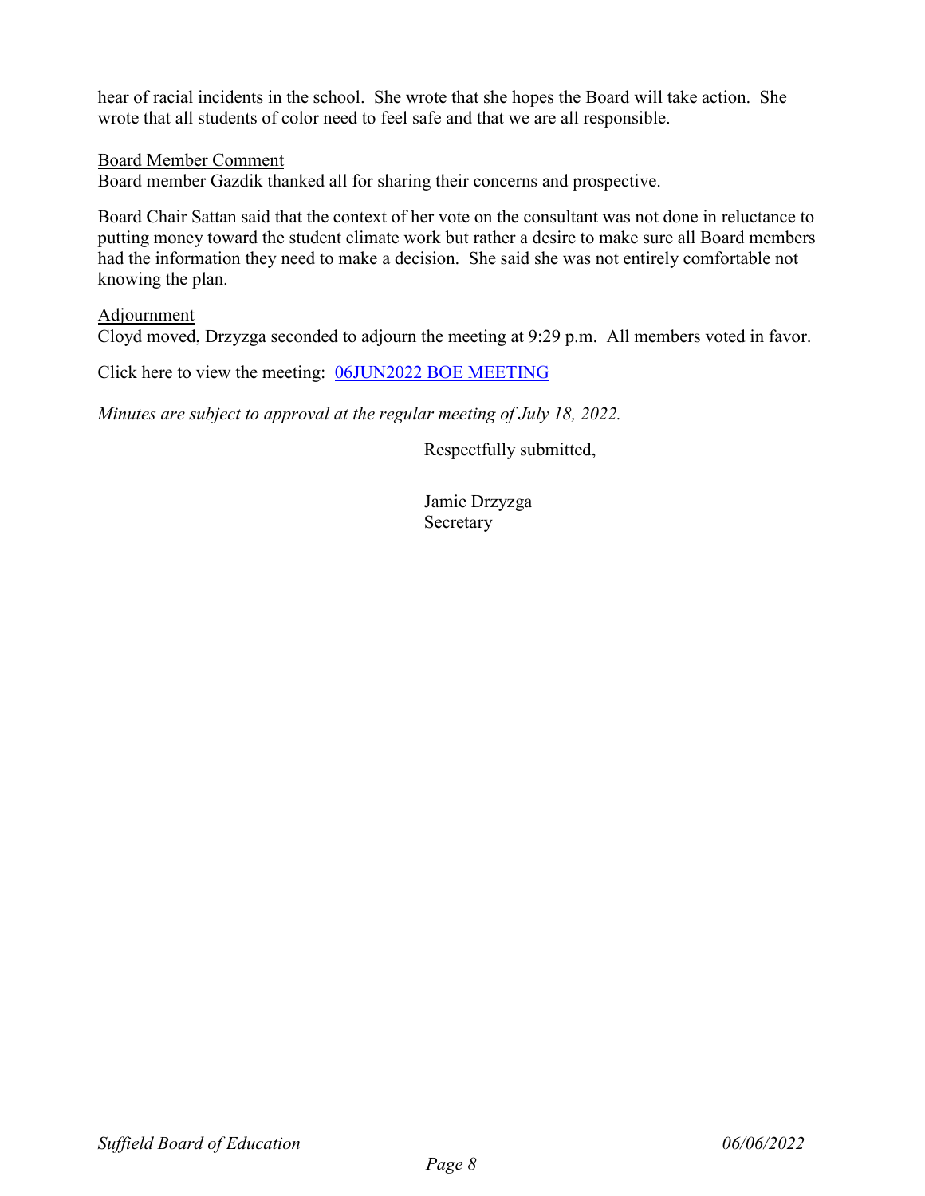hear of racial incidents in the school. She wrote that she hopes the Board will take action. She wrote that all students of color need to feel safe and that we are all responsible.

Board Member Comment

Board member Gazdik thanked all for sharing their concerns and prospective.

Board Chair Sattan said that the context of her vote on the consultant was not done in reluctance to putting money toward the student climate work but rather a desire to make sure all Board members had the information they need to make a decision. She said she was not entirely comfortable not knowing the plan.

Adjournment

Cloyd moved, Drzyzga seconded to adjourn the meeting at 9:29 p.m. All members voted in favor.

Click here to view the meeting: [06JUN2022 BOE MEETING]

*Minutes are subject to approval at the regular meeting of July 18, 2022.*

Respectfully submitted,

Jamie Drzyzga
Secretary